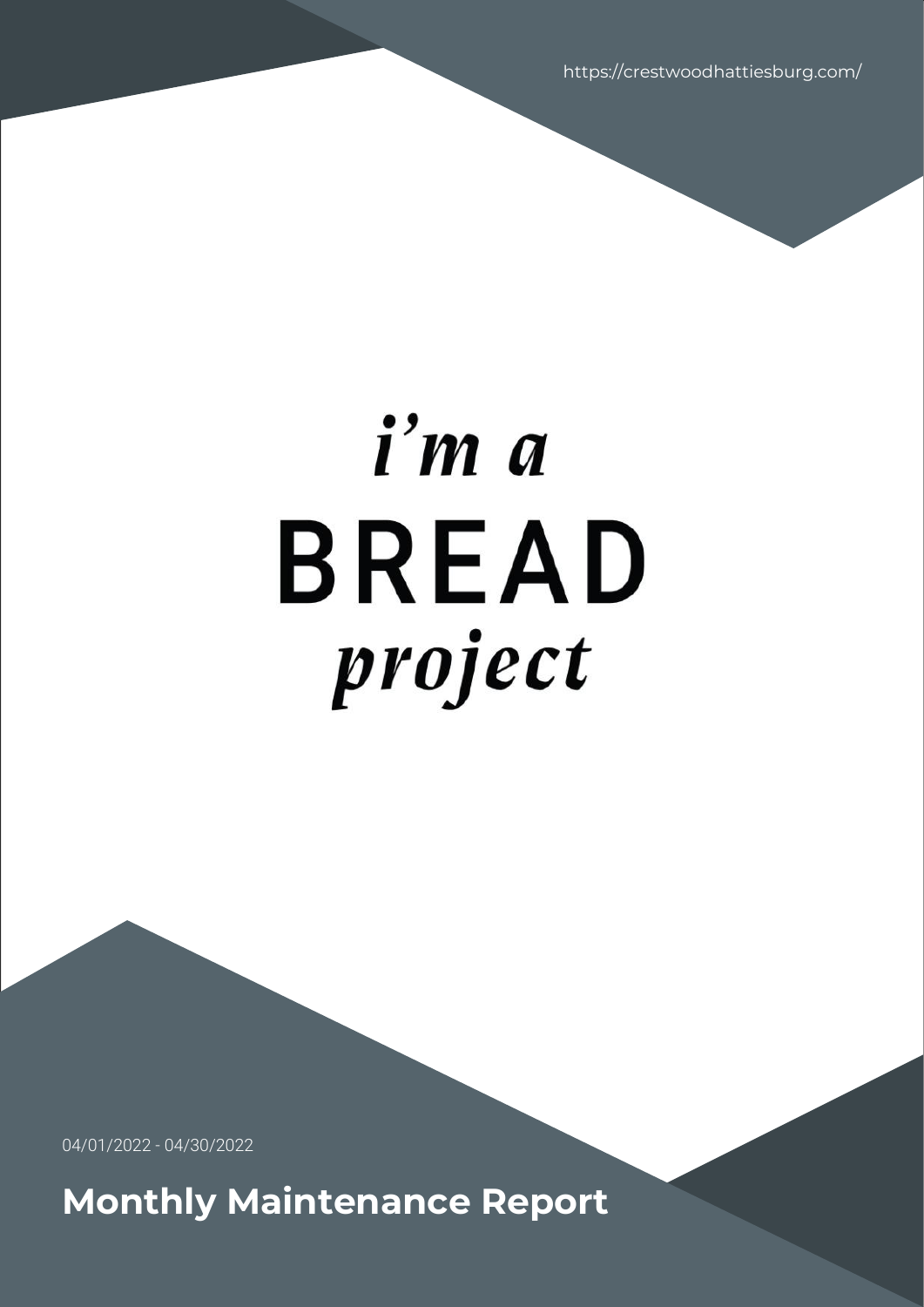https://crestwoodhattiesburg.com/

*i'm a*

# BREAD

*project*

04/01/2022 - 04/30/2022

**Monthly Maintenance Report**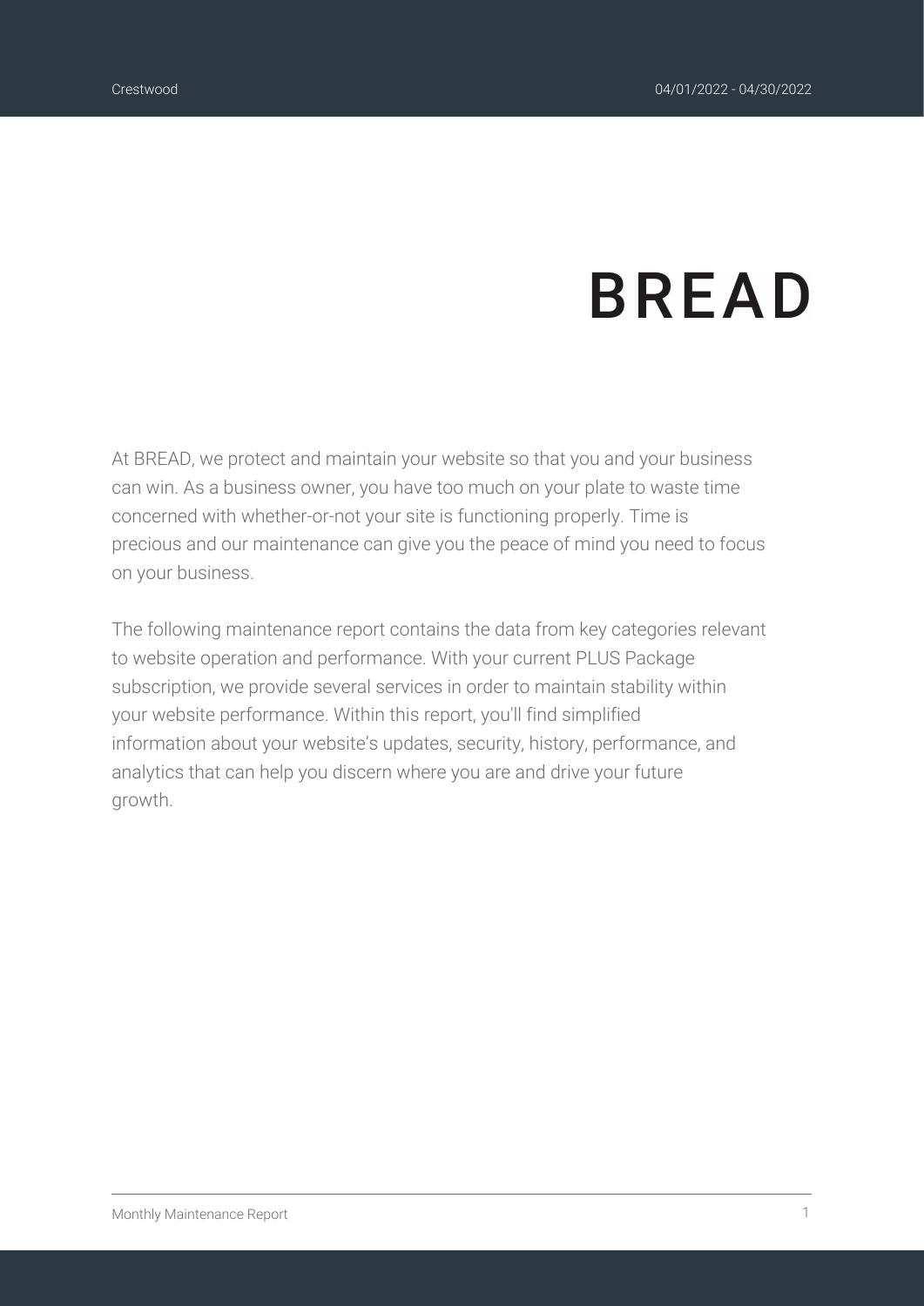# BREAD

At BREAD, we protect and maintain your website so that you and your business can win. As a business owner, you have too much on your plate to waste time concerned with whether-or-not your site is functioning properly. Time is precious and our maintenance can give you the peace of mind you need to focus on your business.

The following maintenance report contains the data from key categories relevant to website operation and performance. With your current PLUS Package subscription, we provide several services in order to maintain stability within your website performance. Within this report, you'll find simplified information about your website's updates, security, history, performance, and analytics that can help you discern where you are and drive your future growth.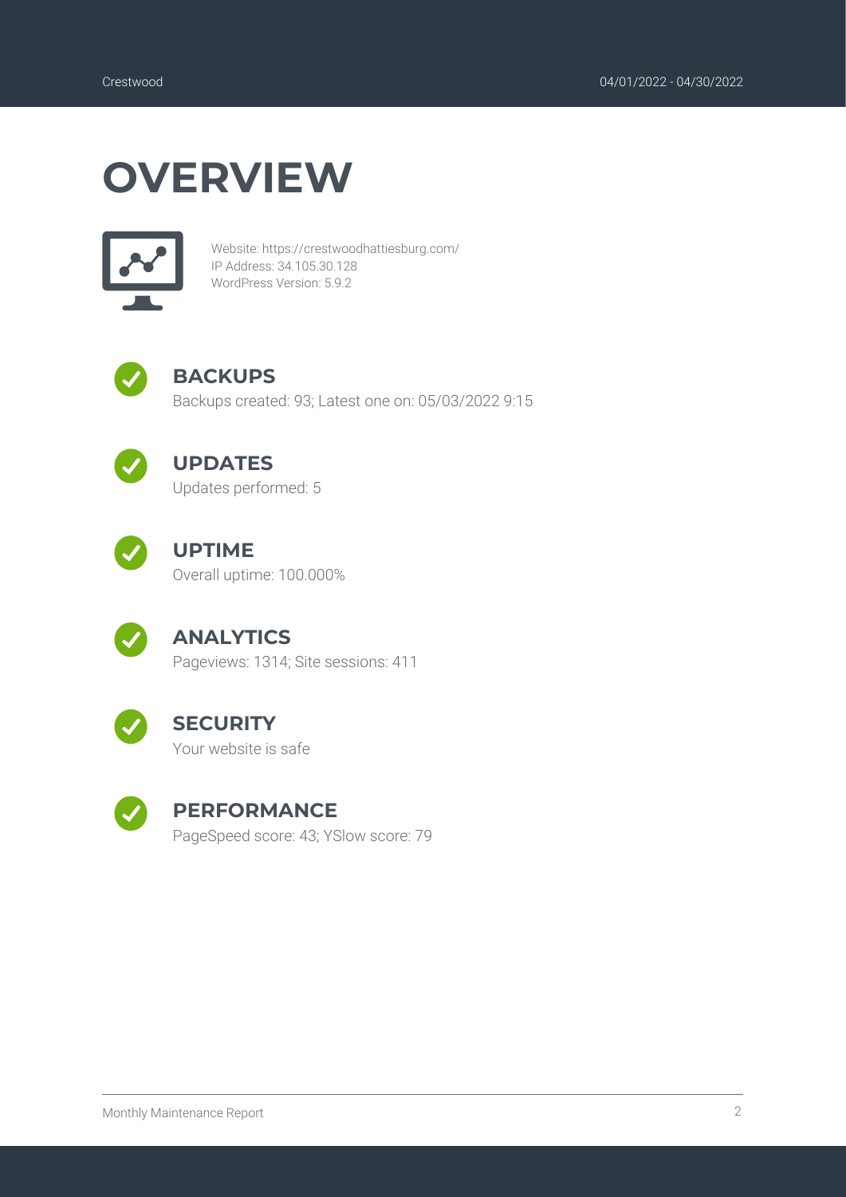# OVERVIEW

Website: https://crestwoodhattiesburg.com/
IP Address: 34.105.30.128
WordPress Version: 5.9.2

## BACKUPS

Backups created: 93; Latest one on: 05/03/2022 9:15

## UPDATES

Updates performed: 5

## UPTIME

Overall uptime: 100.000%

## ANALYTICS

Pageviews: 1314; Site sessions: 411

## SECURITY

Your website is safe

## PERFORMANCE

PageSpeed score: 43; YSlow score: 79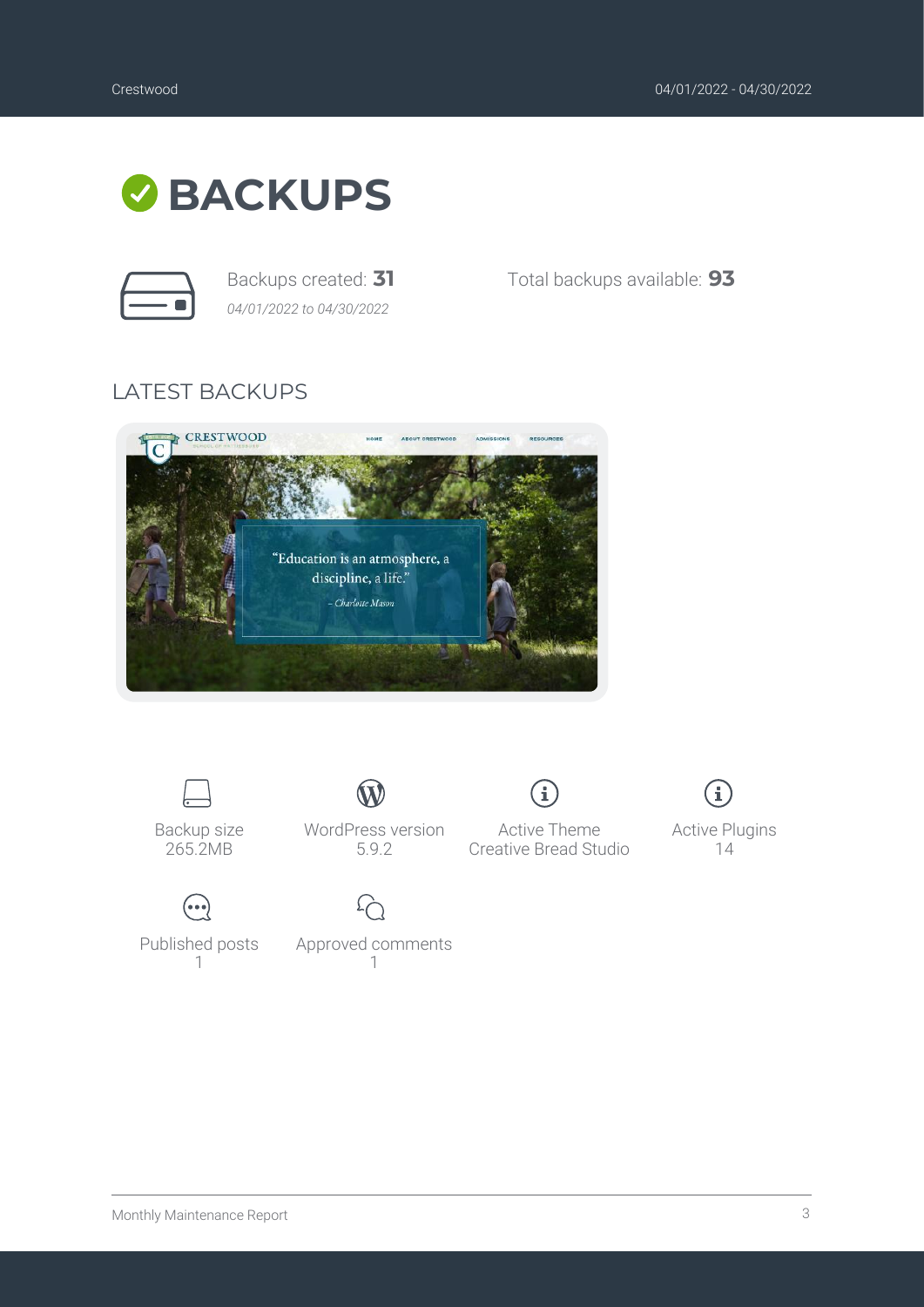# BACKUPS

Backups created: **31**
*04/01/2022 to 04/30/2022*

Total backups available: **93**

## LATEST BACKUPS

Backup size
265.2MB

WordPress version
5.9.2

Active Theme
Creative Bread Studio

Active Plugins
14

Published posts
1

Approved comments
1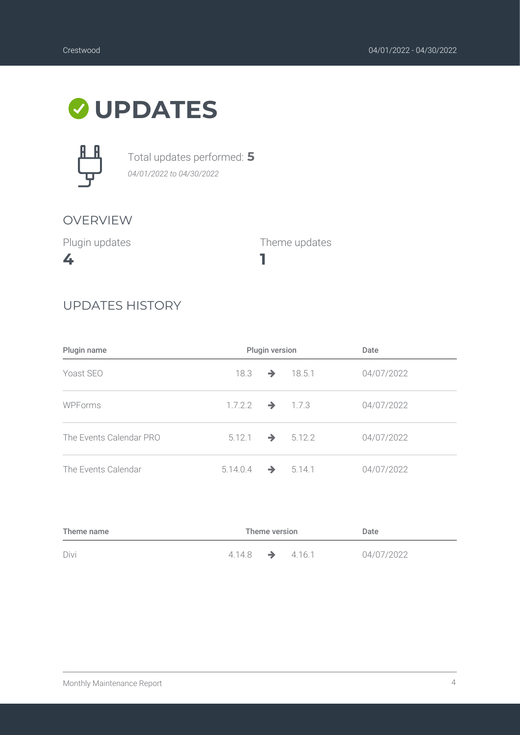# UPDATES

Total updates performed: **5**
*04/01/2022 to 04/30/2022*

## OVERVIEW

Plugin updates
**4**

Theme updates
**1**

## UPDATES HISTORY

| Plugin name | Plugin version | | | Date |
|---|---|---|---|---|
| Yoast SEO | 18.3 | → | 18.5.1 | 04/07/2022 |
| WPForms | 1.7.2.2 | → | 1.7.3 | 04/07/2022 |
| The Events Calendar PRO | 5.12.1 | → | 5.12.2 | 04/07/2022 |
| The Events Calendar | 5.14.0.4 | → | 5.14.1 | 04/07/2022 |

| Theme name | Theme version | | | Date |
|---|---|---|---|---|
| Divi | 4.14.8 | → | 4.16.1 | 04/07/2022 |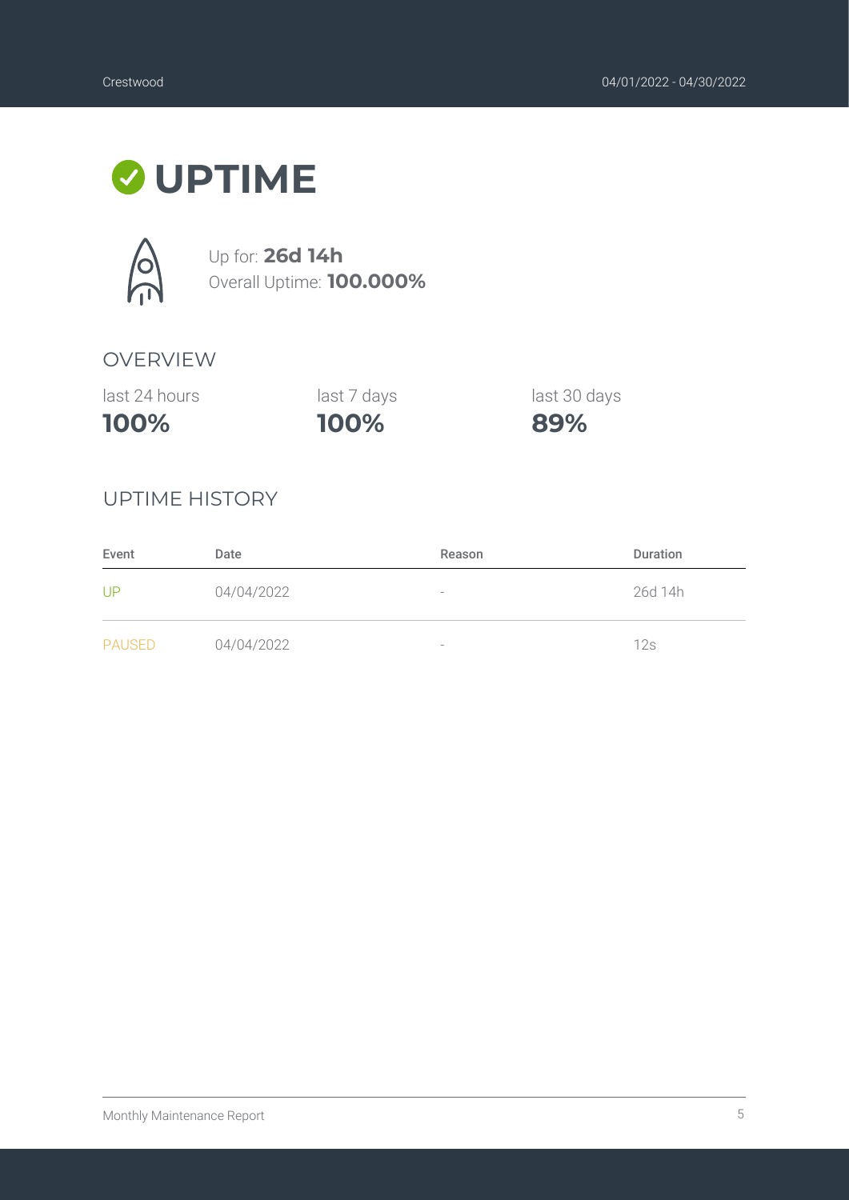# UPTIME

Up for: **26d 14h**
Overall Uptime: **100.000%**

## OVERVIEW

| last 24 hours | last 7 days | last 30 days |
| --- | --- | --- |
| **100%** | **100%** | **89%** |

## UPTIME HISTORY

| Event | Date | Reason | Duration |
| --- | --- | --- | --- |
| UP | 04/04/2022 | - | 26d 14h |
| PAUSED | 04/04/2022 | - | 12s |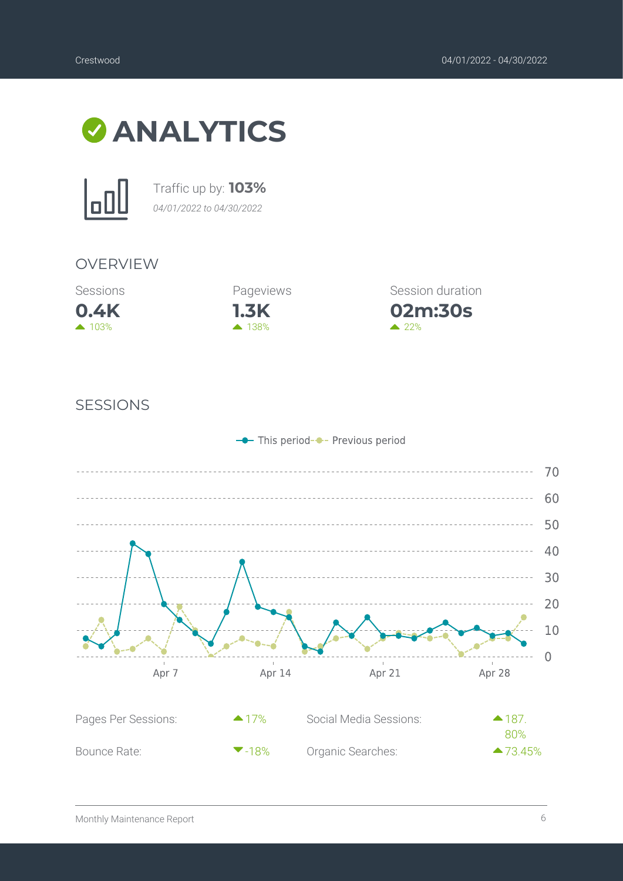# ANALYTICS

Traffic up by: **103%**

*04/01/2022 to 04/30/2022*

## OVERVIEW

| Sessions | Pageviews | Session duration |
|---|---|---|
| **0.4K** | **1.3K** | **02m:30s** |
| ▲ 103% | ▲ 138% | ▲ 22% |

## SESSIONS

This period — Previous period

| Pages Per Sessions: | ▲17% | Social Media Sessions: | ▲187.80% |
|---|---|---|---|
| Bounce Rate: | ▼-18% | Organic Searches: | ▲73.45% |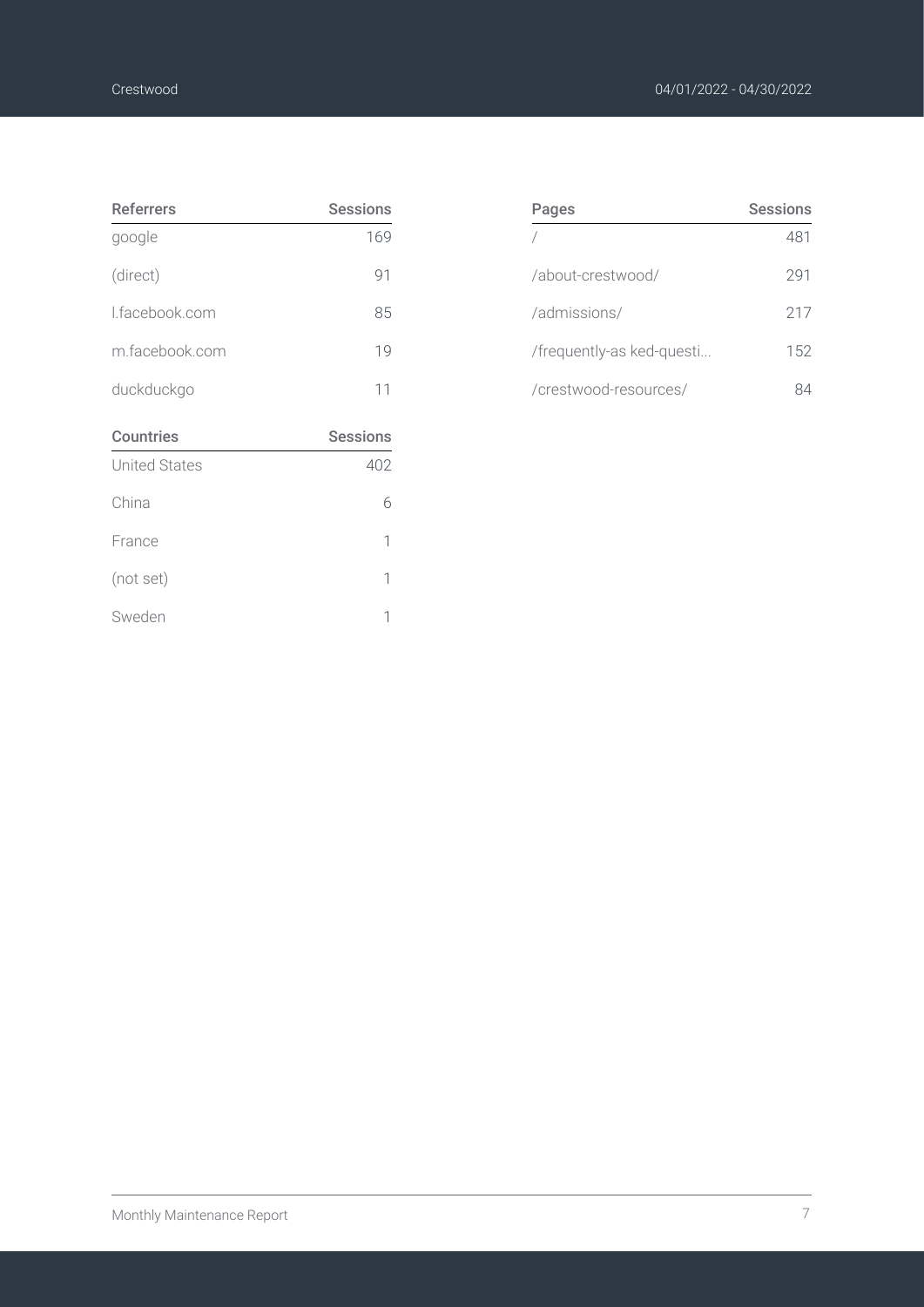| Referrers | Sessions |
|---|---|
| google | 169 |
| (direct) | 91 |
| l.facebook.com | 85 |
| m.facebook.com | 19 |
| duckduckgo | 11 |

| Countries | Sessions |
|---|---|
| United States | 402 |
| China | 6 |
| France | 1 |
| (not set) | 1 |
| Sweden | 1 |

| Pages | Sessions |
|---|---|
| / | 481 |
| /about-crestwood/ | 291 |
| /admissions/ | 217 |
| /frequently-as ked-questi... | 152 |
| /crestwood-resources/ | 84 |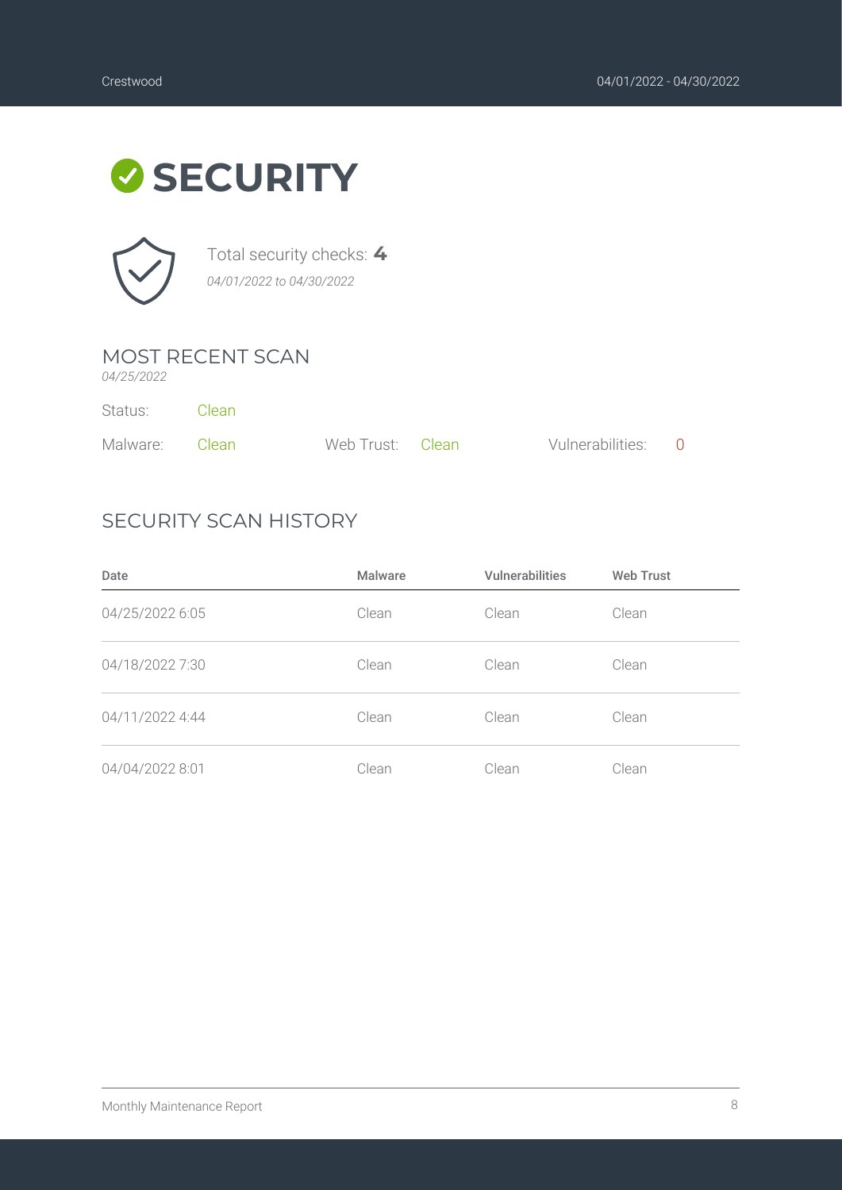# SECURITY

Total security checks: **4**

*04/01/2022 to 04/30/2022*

## MOST RECENT SCAN

*04/25/2022*

Status: Clean

Malware: Clean    Web Trust: Clean    Vulnerabilities: 0

## SECURITY SCAN HISTORY

| Date | Malware | Vulnerabilities | Web Trust |
| --- | --- | --- | --- |
| 04/25/2022 6:05 | Clean | Clean | Clean |
| 04/18/2022 7:30 | Clean | Clean | Clean |
| 04/11/2022 4:44 | Clean | Clean | Clean |
| 04/04/2022 8:01 | Clean | Clean | Clean |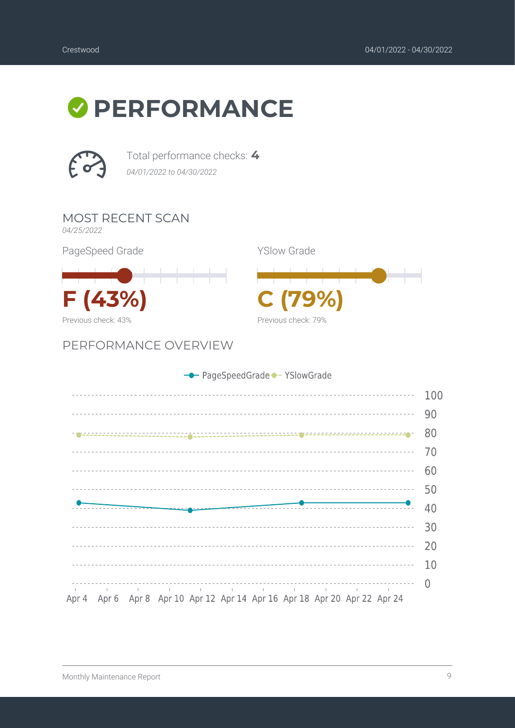# PERFORMANCE

Total performance checks: **4**

*04/01/2022 to 04/30/2022*

## MOST RECENT SCAN

*04/25/2022*

PageSpeed Grade

**F (43%)**

Previous check: 43%

YSlow Grade

**C (79%)**

Previous check: 79%

## PERFORMANCE OVERVIEW

PageSpeedGrade YSlowGrade

100
90
80
70
60
50
40
30
20
10
0

Apr 4 Apr 6 Apr 8 Apr 10 Apr 12 Apr 14 Apr 16 Apr 18 Apr 20 Apr 22 Apr 24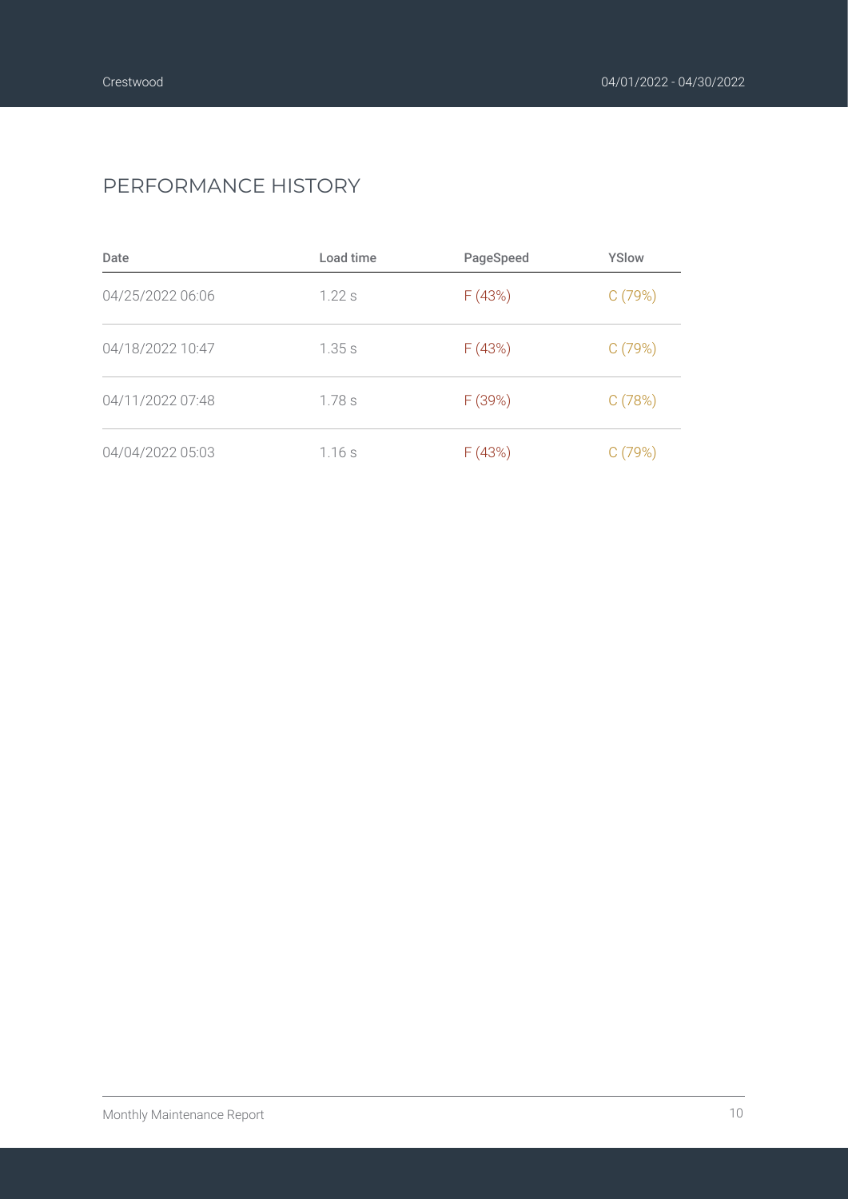## PERFORMANCE HISTORY

| Date | Load time | PageSpeed | YSlow |
| --- | --- | --- | --- |
| 04/25/2022 06:06 | 1.22 s | F (43%) | C (79%) |
| 04/18/2022 10:47 | 1.35 s | F (43%) | C (79%) |
| 04/11/2022 07:48 | 1.78 s | F (39%) | C (78%) |
| 04/04/2022 05:03 | 1.16 s | F (43%) | C (79%) |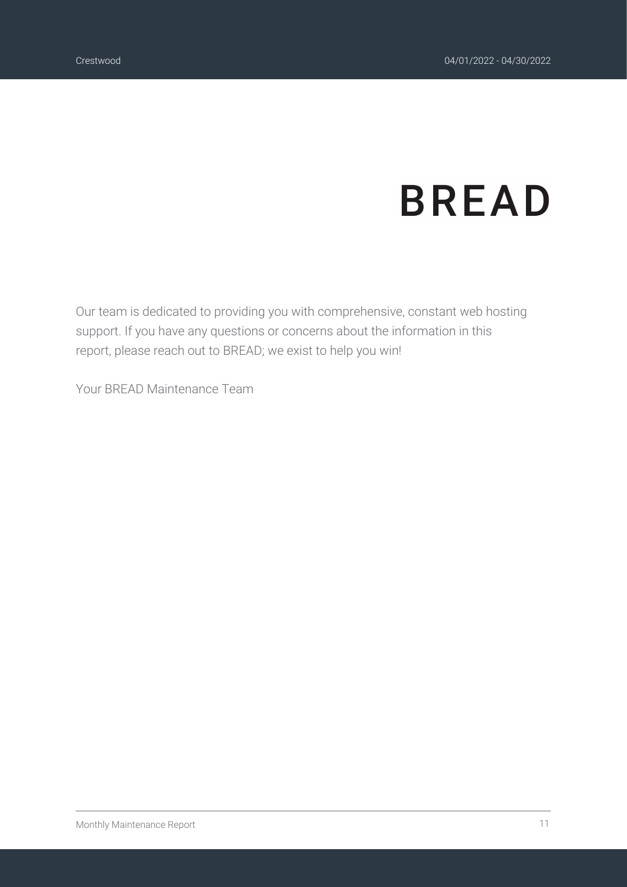# BREAD

Our team is dedicated to providing you with comprehensive, constant web hosting support. If you have any questions or concerns about the information in this report, please reach out to BREAD; we exist to help you win!

Your BREAD Maintenance Team